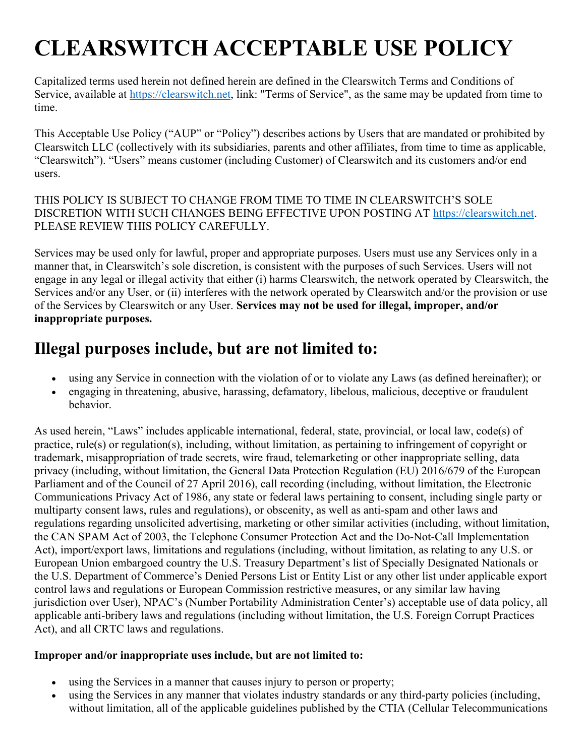# CLEARSWITCH ACCEPTABLE USE POLICY

Capitalized terms used herein not defined herein are defined in the Clearswitch Terms and Conditions of Service, available at https://clearswitch.net, link: "Terms of Service", as the same may be updated from time to time.

This Acceptable Use Policy ("AUP" or "Policy") describes actions by Users that are mandated or prohibited by Clearswitch LLC (collectively with its subsidiaries, parents and other affiliates, from time to time as applicable, "Clearswitch"). "Users" means customer (including Customer) of Clearswitch and its customers and/or end users.

THIS POLICY IS SUBJECT TO CHANGE FROM TIME TO TIME IN CLEARSWITCH'S SOLE DISCRETION WITH SUCH CHANGES BEING EFFECTIVE UPON POSTING AT https://clearswitch.net. PLEASE REVIEW THIS POLICY CAREFULLY.

Services may be used only for lawful, proper and appropriate purposes. Users must use any Services only in a manner that, in Clearswitch's sole discretion, is consistent with the purposes of such Services. Users will not engage in any legal or illegal activity that either (i) harms Clearswitch, the network operated by Clearswitch, the Services and/or any User, or (ii) interferes with the network operated by Clearswitch and/or the provision or use of the Services by Clearswitch or any User. **Services may not be used for illegal, improper, and/or inappropriate purposes.**

## Illegal purposes include, but are not limited to:

- using any Service in connection with the violation of or to violate any Laws (as defined hereinafter); or
- engaging in threatening, abusive, harassing, defamatory, libelous, malicious, deceptive or fraudulent behavior.

As used herein, "Laws" includes applicable international, federal, state, provincial, or local law, code(s) of practice, rule(s) or regulation(s), including, without limitation, as pertaining to infringement of copyright or trademark, misappropriation of trade secrets, wire fraud, telemarketing or other inappropriate selling, data privacy (including, without limitation, the General Data Protection Regulation (EU) 2016/679 of the European Parliament and of the Council of 27 April 2016), call recording (including, without limitation, the Electronic Communications Privacy Act of 1986, any state or federal laws pertaining to consent, including single party or multiparty consent laws, rules and regulations), or obscenity, as well as anti-spam and other laws and regulations regarding unsolicited advertising, marketing or other similar activities (including, without limitation, the CAN SPAM Act of 2003, the Telephone Consumer Protection Act and the Do-Not-Call Implementation Act), import/export laws, limitations and regulations (including, without limitation, as relating to any U.S. or European Union embargoed country the U.S. Treasury Department's list of Specially Designated Nationals or the U.S. Department of Commerce's Denied Persons List or Entity List or any other list under applicable export control laws and regulations or European Commission restrictive measures, or any similar law having jurisdiction over User), NPAC's (Number Portability Administration Center's) acceptable use of data policy, all applicable anti-bribery laws and regulations (including without limitation, the U.S. Foreign Corrupt Practices Act), and all CRTC laws and regulations.

**Improper and/or inappropriate uses include, but are not limited to:**

- using the Services in a manner that causes injury to person or property;
- using the Services in any manner that violates industry standards or any third-party policies (including, without limitation, all of the applicable guidelines published by the CTIA (Cellular Telecommunications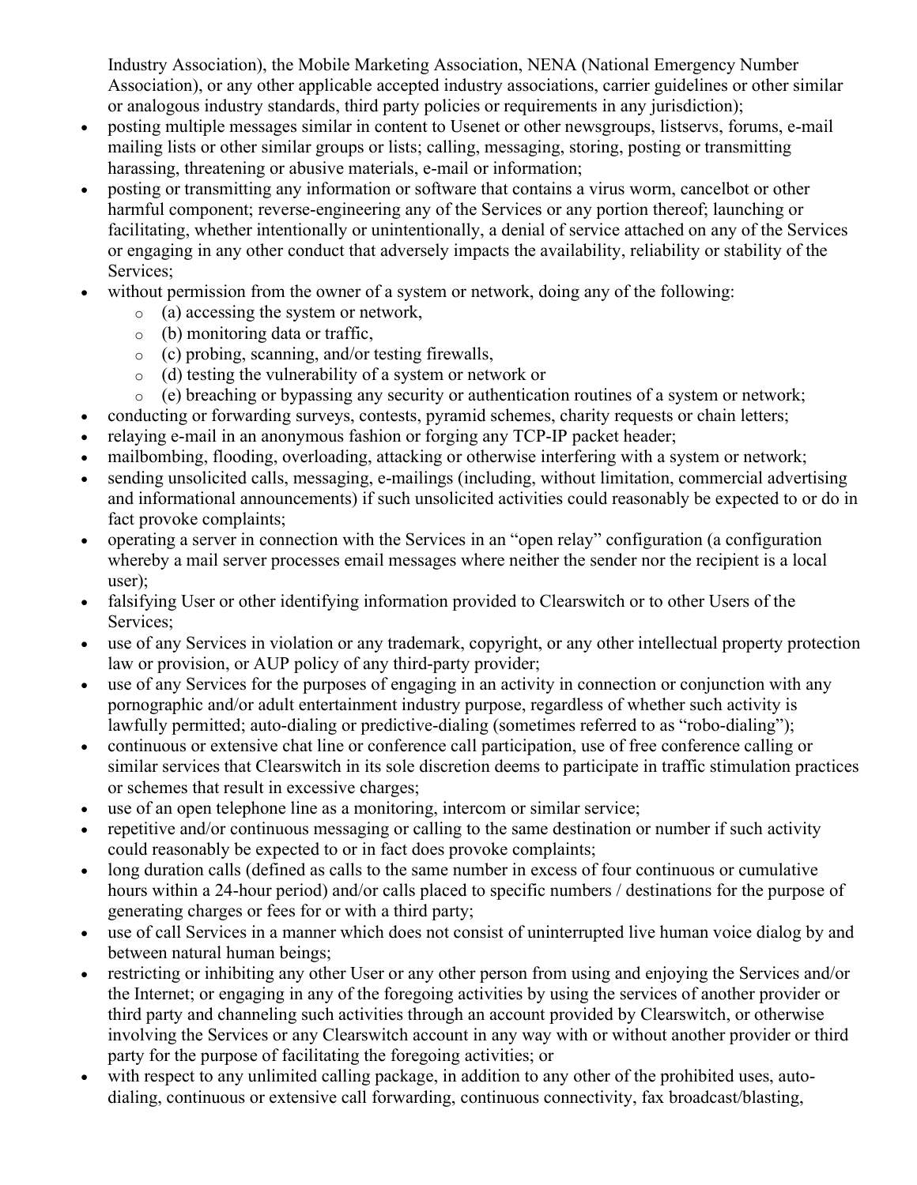Industry Association), the Mobile Marketing Association, NENA (National Emergency Number Association), or any other applicable accepted industry associations, carrier guidelines or other similar or analogous industry standards, third party policies or requirements in any jurisdiction);

- posting multiple messages similar in content to Usenet or other newsgroups, listservs, forums, e-mail mailing lists or other similar groups or lists; calling, messaging, storing, posting or transmitting harassing, threatening or abusive materials, e-mail or information;
- posting or transmitting any information or software that contains a virus worm, cancelbot or other harmful component; reverse-engineering any of the Services or any portion thereof; launching or facilitating, whether intentionally or unintentionally, a denial of service attached on any of the Services or engaging in any other conduct that adversely impacts the availability, reliability or stability of the Services;
- without permission from the owner of a system or network, doing any of the following:
  - (a) accessing the system or network,
  - (b) monitoring data or traffic,
  - (c) probing, scanning, and/or testing firewalls,
  - (d) testing the vulnerability of a system or network or
  - (e) breaching or bypassing any security or authentication routines of a system or network;
- conducting or forwarding surveys, contests, pyramid schemes, charity requests or chain letters;
- relaying e-mail in an anonymous fashion or forging any TCP-IP packet header;
- mailbombing, flooding, overloading, attacking or otherwise interfering with a system or network;
- sending unsolicited calls, messaging, e-mailings (including, without limitation, commercial advertising and informational announcements) if such unsolicited activities could reasonably be expected to or do in fact provoke complaints;
- operating a server in connection with the Services in an "open relay" configuration (a configuration whereby a mail server processes email messages where neither the sender nor the recipient is a local user);
- falsifying User or other identifying information provided to Clearswitch or to other Users of the Services;
- use of any Services in violation or any trademark, copyright, or any other intellectual property protection law or provision, or AUP policy of any third-party provider;
- use of any Services for the purposes of engaging in an activity in connection or conjunction with any pornographic and/or adult entertainment industry purpose, regardless of whether such activity is lawfully permitted; auto-dialing or predictive-dialing (sometimes referred to as "robo-dialing");
- continuous or extensive chat line or conference call participation, use of free conference calling or similar services that Clearswitch in its sole discretion deems to participate in traffic stimulation practices or schemes that result in excessive charges;
- use of an open telephone line as a monitoring, intercom or similar service;
- repetitive and/or continuous messaging or calling to the same destination or number if such activity could reasonably be expected to or in fact does provoke complaints;
- long duration calls (defined as calls to the same number in excess of four continuous or cumulative hours within a 24-hour period) and/or calls placed to specific numbers / destinations for the purpose of generating charges or fees for or with a third party;
- use of call Services in a manner which does not consist of uninterrupted live human voice dialog by and between natural human beings;
- restricting or inhibiting any other User or any other person from using and enjoying the Services and/or the Internet; or engaging in any of the foregoing activities by using the services of another provider or third party and channeling such activities through an account provided by Clearswitch, or otherwise involving the Services or any Clearswitch account in any way with or without another provider or third party for the purpose of facilitating the foregoing activities; or
- with respect to any unlimited calling package, in addition to any other of the prohibited uses, auto-dialing, continuous or extensive call forwarding, continuous connectivity, fax broadcast/blasting,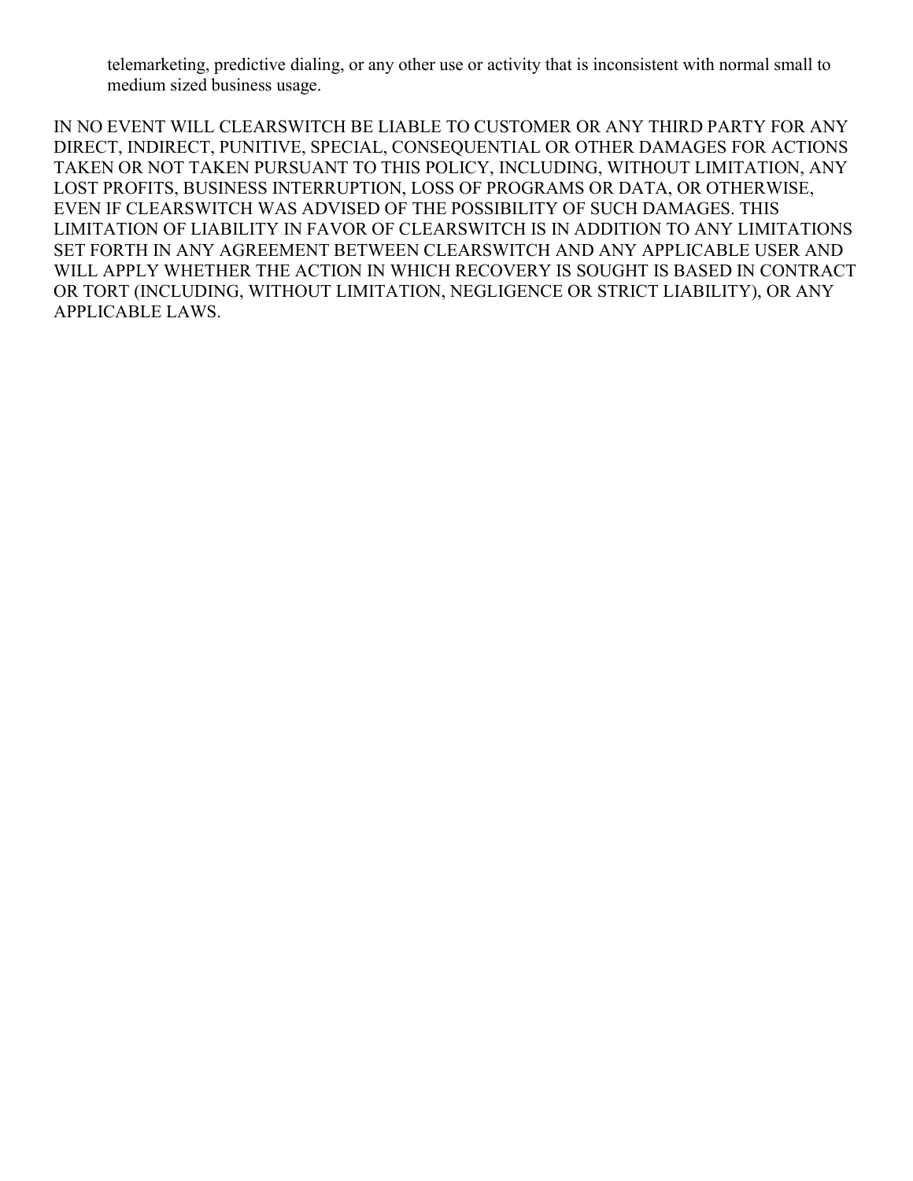telemarketing, predictive dialing, or any other use or activity that is inconsistent with normal small to medium sized business usage.

IN NO EVENT WILL CLEARSWITCH BE LIABLE TO CUSTOMER OR ANY THIRD PARTY FOR ANY DIRECT, INDIRECT, PUNITIVE, SPECIAL, CONSEQUENTIAL OR OTHER DAMAGES FOR ACTIONS TAKEN OR NOT TAKEN PURSUANT TO THIS POLICY, INCLUDING, WITHOUT LIMITATION, ANY LOST PROFITS, BUSINESS INTERRUPTION, LOSS OF PROGRAMS OR DATA, OR OTHERWISE, EVEN IF CLEARSWITCH WAS ADVISED OF THE POSSIBILITY OF SUCH DAMAGES. THIS LIMITATION OF LIABILITY IN FAVOR OF CLEARSWITCH IS IN ADDITION TO ANY LIMITATIONS SET FORTH IN ANY AGREEMENT BETWEEN CLEARSWITCH AND ANY APPLICABLE USER AND WILL APPLY WHETHER THE ACTION IN WHICH RECOVERY IS SOUGHT IS BASED IN CONTRACT OR TORT (INCLUDING, WITHOUT LIMITATION, NEGLIGENCE OR STRICT LIABILITY), OR ANY APPLICABLE LAWS.